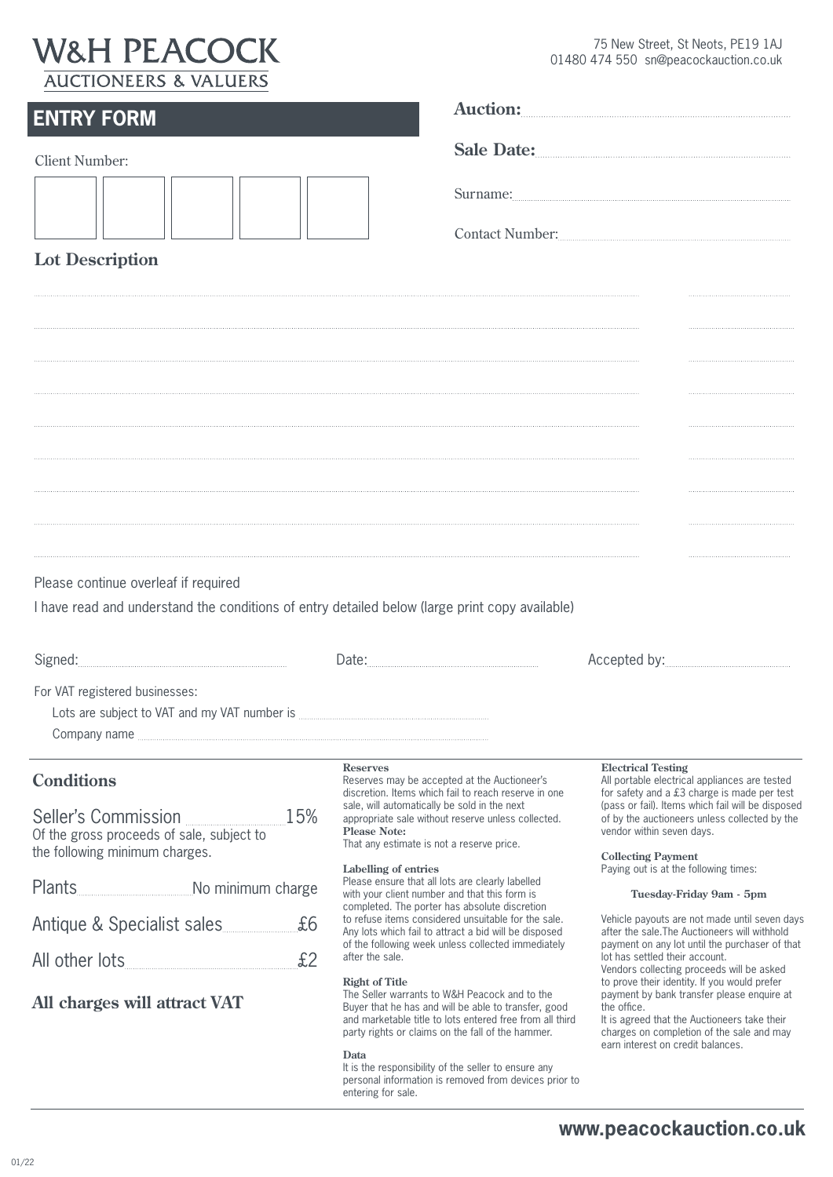# W&H PEACOCK

AUCTIONEERS & VALUERS

75 New Street, St Neots, PE19 1AJ
01480 474 550 sn@peacockauction.co.uk

## ENTRY FORM

**Auction:**

**Sale Date:**

Client Number:

Surname:

Contact Number:

### Lot Description

Please continue overleaf if required

I have read and understand the conditions of entry detailed below (large print copy available)

Signed: Date: Accepted by:

For VAT registered businesses:

Lots are subject to VAT and my VAT number is

Company name

## Conditions

Seller's Commission 15%
Of the gross proceeds of sale, subject to the following minimum charges.

| | |
|---|---|
| Plants | No minimum charge |
| Antique & Specialist sales | £6 |
| All other lots | £2 |

**All charges will attract VAT**

**Reserves**
Reserves may be accepted at the Auctioneer's discretion. Items which fail to reach reserve in one sale, will automatically be sold in the next appropriate sale without reserve unless collected.
**Please Note:**
That any estimate is not a reserve price.

**Labelling of entries**
Please ensure that all lots are clearly labelled with your client number and that this form is completed. The porter has absolute discretion to refuse items considered unsuitable for the sale. Any lots which fail to attract a bid will be disposed of the following week unless collected immediately after the sale.

**Right of Title**
The Seller warrants to W&H Peacock and to the Buyer that he has and will be able to transfer, good and marketable title to lots entered free from all third party rights or claims on the fall of the hammer.

**Data**
It is the responsibility of the seller to ensure any personal information is removed from devices prior to entering for sale.

**Electrical Testing**
All portable electrical appliances are tested for safety and a £3 charge is made per test (pass or fail). Items which fail will be disposed of by the auctioneers unless collected by the vendor within seven days.

**Collecting Payment**
Paying out is at the following times:

**Tuesday-Friday 9am - 5pm**

Vehicle payouts are not made until seven days after the sale.The Auctioneers will withhold payment on any lot until the purchaser of that lot has settled their account.
Vendors collecting proceeds will be asked to prove their identity. If you would prefer payment by bank transfer please enquire at the office.
It is agreed that the Auctioneers take their charges on completion of the sale and may earn interest on credit balances.

**www.peacockauction.co.uk**

01/22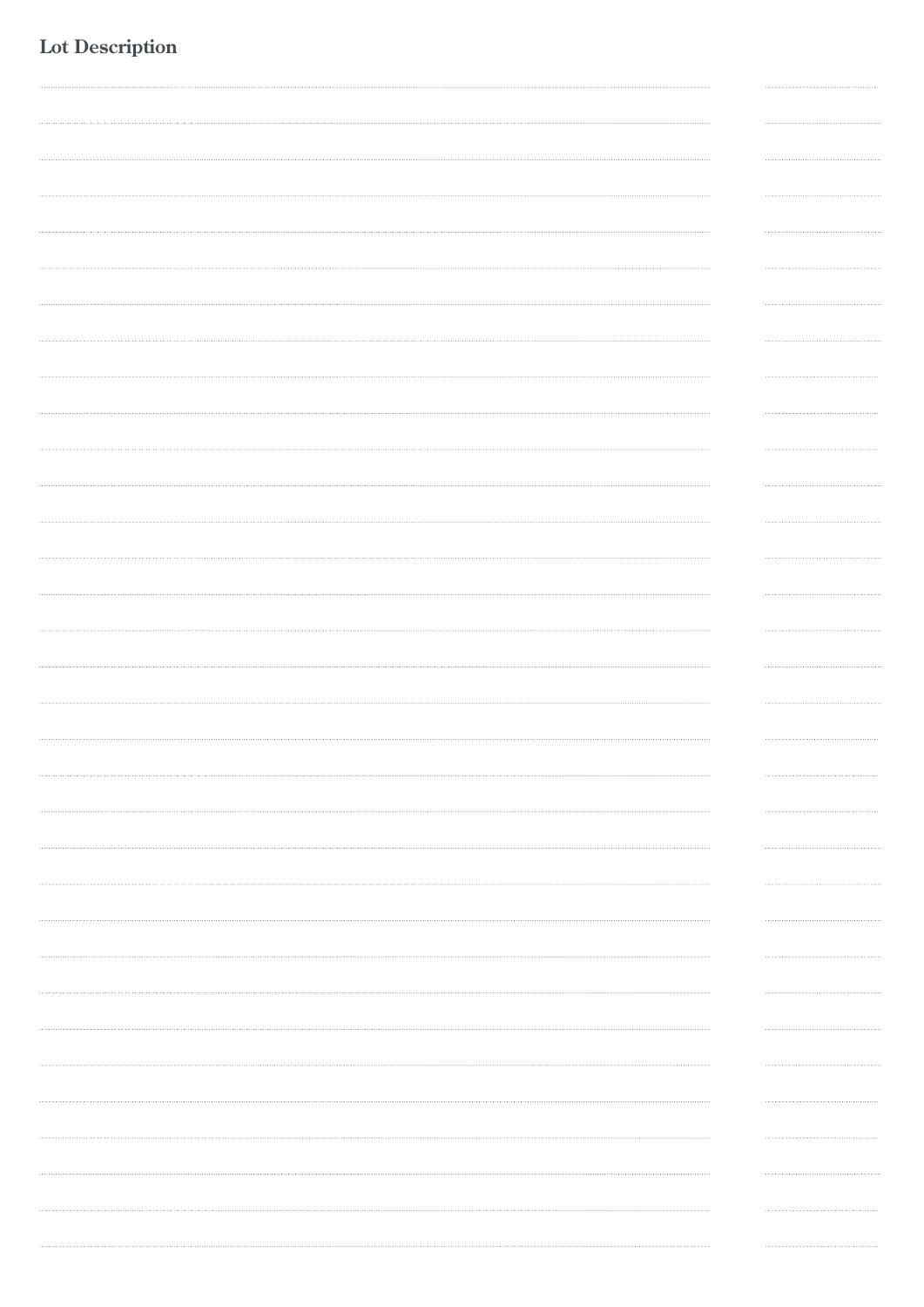## Lot Description